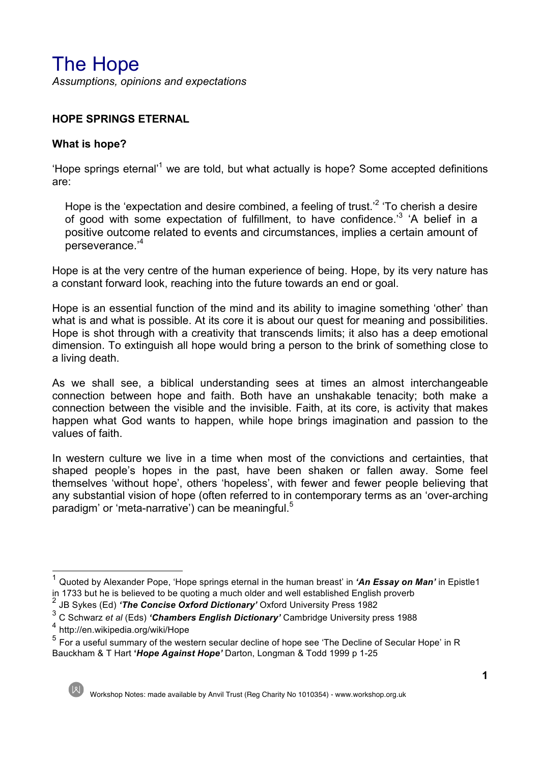# The Hope

*Assumptions, opinions and expectations*

## HOPE SPRINGS ETERNAL

### What is hope?

'Hope springs eternal'[1] we are told, but what actually is hope? Some accepted definitions are:

> Hope is the 'expectation and desire combined, a feeling of trust.'[2] 'To cherish a desire of good with some expectation of fulfillment, to have confidence.'[3] 'A belief in a positive outcome related to events and circumstances, implies a certain amount of perseverance.'[4]

Hope is at the very centre of the human experience of being. Hope, by its very nature has a constant forward look, reaching into the future towards an end or goal.

Hope is an essential function of the mind and its ability to imagine something 'other' than what is and what is possible. At its core it is about our quest for meaning and possibilities. Hope is shot through with a creativity that transcends limits; it also has a deep emotional dimension. To extinguish all hope would bring a person to the brink of something close to a living death.

As we shall see, a biblical understanding sees at times an almost interchangeable connection between hope and faith. Both have an unshakable tenacity; both make a connection between the visible and the invisible. Faith, at its core, is activity that makes happen what God wants to happen, while hope brings imagination and passion to the values of faith.

In western culture we live in a time when most of the convictions and certainties, that shaped people's hopes in the past, have been shaken or fallen away. Some feel themselves 'without hope', others 'hopeless', with fewer and fewer people believing that any substantial vision of hope (often referred to in contemporary terms as an 'over-arching paradigm' or 'meta-narrative') can be meaningful.[5]

---

[1] Quoted by Alexander Pope, 'Hope springs eternal in the human breast' in ***'An Essay on Man'*** in Epistle1 in 1733 but he is believed to be quoting a much older and well established English proverb

[2] JB Sykes (Ed) ***'The Concise Oxford Dictionary'*** Oxford University Press 1982

[3] C Schwarz *et al* (Eds) ***'Chambers English Dictionary'*** Cambridge University press 1988

[4] http://en.wikipedia.org/wiki/Hope

[5] For a useful summary of the western secular decline of hope see 'The Decline of Secular Hope' in R Bauckham & T Hart ***'Hope Against Hope'*** Darton, Longman & Todd 1999 p 1-25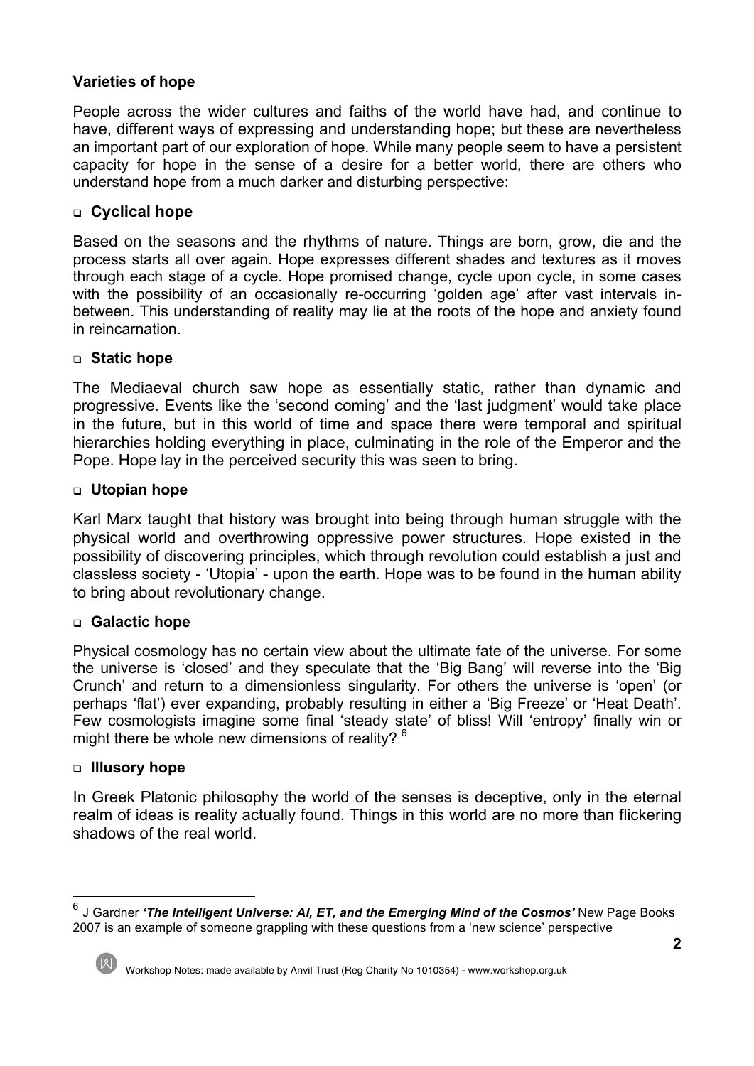### Varieties of hope

People across the wider cultures and faiths of the world have had, and continue to have, different ways of expressing and understanding hope; but these are nevertheless an important part of our exploration of hope. While many people seem to have a persistent capacity for hope in the sense of a desire for a better world, there are others who understand hope from a much darker and disturbing perspective:

- **Cyclical hope**

Based on the seasons and the rhythms of nature. Things are born, grow, die and the process starts all over again. Hope expresses different shades and textures as it moves through each stage of a cycle. Hope promised change, cycle upon cycle, in some cases with the possibility of an occasionally re-occurring 'golden age' after vast intervals in-between. This understanding of reality may lie at the roots of the hope and anxiety found in reincarnation.

- **Static hope**

The Mediaeval church saw hope as essentially static, rather than dynamic and progressive. Events like the 'second coming' and the 'last judgment' would take place in the future, but in this world of time and space there were temporal and spiritual hierarchies holding everything in place, culminating in the role of the Emperor and the Pope. Hope lay in the perceived security this was seen to bring.

- **Utopian hope**

Karl Marx taught that history was brought into being through human struggle with the physical world and overthrowing oppressive power structures. Hope existed in the possibility of discovering principles, which through revolution could establish a just and classless society - 'Utopia' - upon the earth. Hope was to be found in the human ability to bring about revolutionary change.

- **Galactic hope**

Physical cosmology has no certain view about the ultimate fate of the universe. For some the universe is 'closed' and they speculate that the 'Big Bang' will reverse into the 'Big Crunch' and return to a dimensionless singularity. For others the universe is 'open' (or perhaps 'flat') ever expanding, probably resulting in either a 'Big Freeze' or 'Heat Death'. Few cosmologists imagine some final 'steady state' of bliss! Will 'entropy' finally win or might there be whole new dimensions of reality? [6]

- **Illusory hope**

In Greek Platonic philosophy the world of the senses is deceptive, only in the eternal realm of ideas is reality actually found. Things in this world are no more than flickering shadows of the real world.

---

[6] J Gardner ***'The Intelligent Universe: AI, ET, and the Emerging Mind of the Cosmos'*** New Page Books 2007 is an example of someone grappling with these questions from a 'new science' perspective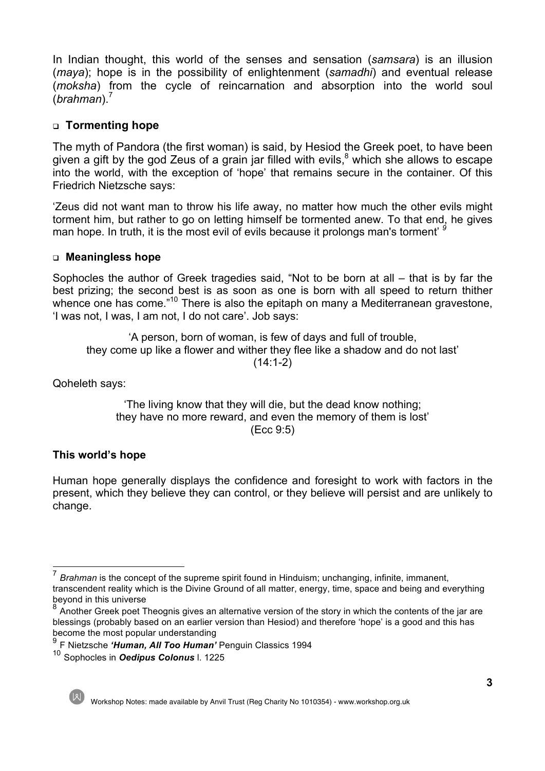In Indian thought, this world of the senses and sensation (*samsara*) is an illusion (*maya*); hope is in the possibility of enlightenment (*samadhi*) and eventual release (*moksha*) from the cycle of reincarnation and absorption into the world soul (*brahman*).[7]

- **Tormenting hope**

The myth of Pandora (the first woman) is said, by Hesiod the Greek poet, to have been given a gift by the god Zeus of a grain jar filled with evils,[8] which she allows to escape into the world, with the exception of 'hope' that remains secure in the container. Of this Friedrich Nietzsche says:

'Zeus did not want man to throw his life away, no matter how much the other evils might torment him, but rather to go on letting himself be tormented anew. To that end, he gives man hope. In truth, it is the most evil of evils because it prolongs man's torment' [9]

- **Meaningless hope**

Sophocles the author of Greek tragedies said, "Not to be born at all – that is by far the best prizing; the second best is as soon as one is born with all speed to return thither whence one has come."[10] There is also the epitaph on many a Mediterranean gravestone, 'I was not, I was, I am not, I do not care'. Job says:

> 'A person, born of woman, is few of days and full of trouble,
> they come up like a flower and wither they flee like a shadow and do not last'
> (14:1-2)

Qoheleth says:

> 'The living know that they will die, but the dead know nothing;
> they have no more reward, and even the memory of them is lost'
> (Ecc 9:5)

**This world's hope**

Human hope generally displays the confidence and foresight to work with factors in the present, which they believe they can control, or they believe will persist and are unlikely to change.

---

[7] *Brahman* is the concept of the supreme spirit found in Hinduism; unchanging, infinite, immanent, transcendent reality which is the Divine Ground of all matter, energy, time, space and being and everything beyond in this universe

[8] Another Greek poet Theognis gives an alternative version of the story in which the contents of the jar are blessings (probably based on an earlier version than Hesiod) and therefore 'hope' is a good and this has become the most popular understanding

[9] F Nietzsche ***'Human, All Too Human'*** Penguin Classics 1994

[10] Sophocles in ***Oedipus Colonus*** l. 1225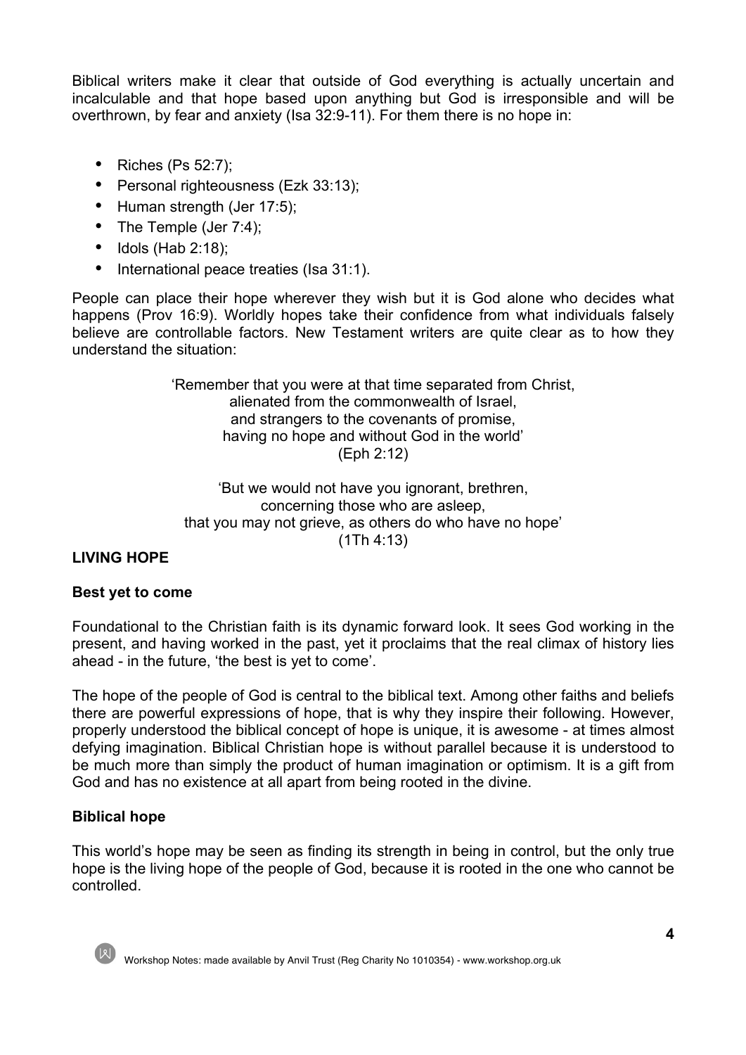Biblical writers make it clear that outside of God everything is actually uncertain and incalculable and that hope based upon anything but God is irresponsible and will be overthrown, by fear and anxiety (Isa 32:9-11). For them there is no hope in:

- Riches (Ps 52:7);
- Personal righteousness (Ezk 33:13);
- Human strength (Jer 17:5);
- The Temple (Jer 7:4);
- Idols (Hab 2:18);
- International peace treaties (Isa 31:1).

People can place their hope wherever they wish but it is God alone who decides what happens (Prov 16:9). Worldly hopes take their confidence from what individuals falsely believe are controllable factors. New Testament writers are quite clear as to how they understand the situation:

> 'Remember that you were at that time separated from Christ,
> alienated from the commonwealth of Israel,
> and strangers to the covenants of promise,
> having no hope and without God in the world'
> (Eph 2:12)

> 'But we would not have you ignorant, brethren,
> concerning those who are asleep,
> that you may not grieve, as others do who have no hope'
> (1Th 4:13)

## LIVING HOPE

### Best yet to come

Foundational to the Christian faith is its dynamic forward look. It sees God working in the present, and having worked in the past, yet it proclaims that the real climax of history lies ahead - in the future, 'the best is yet to come'.

The hope of the people of God is central to the biblical text. Among other faiths and beliefs there are powerful expressions of hope, that is why they inspire their following. However, properly understood the biblical concept of hope is unique, it is awesome - at times almost defying imagination. Biblical Christian hope is without parallel because it is understood to be much more than simply the product of human imagination or optimism. It is a gift from God and has no existence at all apart from being rooted in the divine.

### Biblical hope

This world's hope may be seen as finding its strength in being in control, but the only true hope is the living hope of the people of God, because it is rooted in the one who cannot be controlled.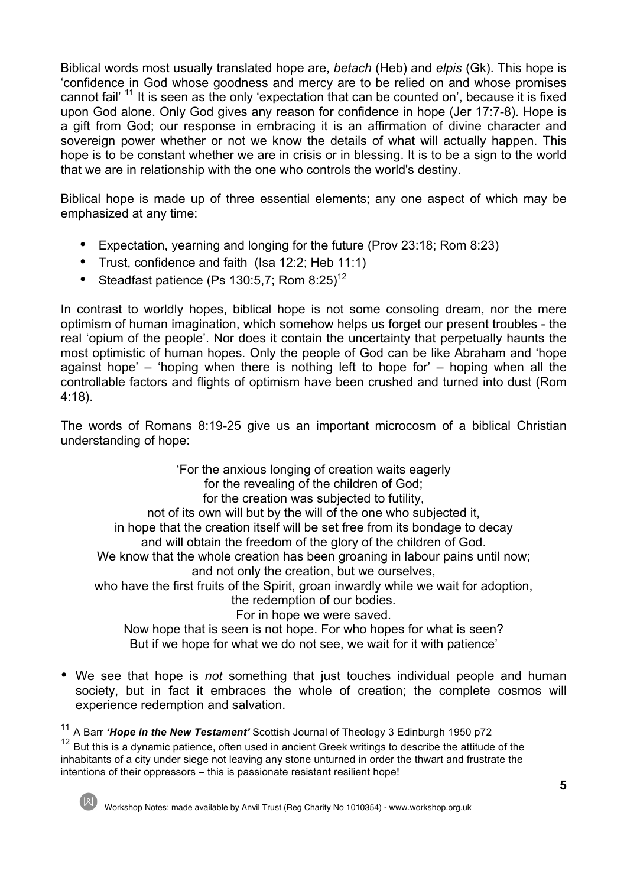Biblical words most usually translated hope are, *betach* (Heb) and *elpis* (Gk). This hope is 'confidence in God whose goodness and mercy are to be relied on and whose promises cannot fail' [11] It is seen as the only 'expectation that can be counted on', because it is fixed upon God alone. Only God gives any reason for confidence in hope (Jer 17:7-8). Hope is a gift from God; our response in embracing it is an affirmation of divine character and sovereign power whether or not we know the details of what will actually happen. This hope is to be constant whether we are in crisis or in blessing. It is to be a sign to the world that we are in relationship with the one who controls the world's destiny.

Biblical hope is made up of three essential elements; any one aspect of which may be emphasized at any time:

- Expectation, yearning and longing for the future (Prov 23:18; Rom 8:23)
- Trust, confidence and faith (Isa 12:2; Heb 11:1)
- Steadfast patience (Ps 130:5,7; Rom 8:25)[12]

In contrast to worldly hopes, biblical hope is not some consoling dream, nor the mere optimism of human imagination, which somehow helps us forget our present troubles - the real 'opium of the people'. Nor does it contain the uncertainty that perpetually haunts the most optimistic of human hopes. Only the people of God can be like Abraham and 'hope against hope' – 'hoping when there is nothing left to hope for' – hoping when all the controllable factors and flights of optimism have been crushed and turned into dust (Rom 4:18).

The words of Romans 8:19-25 give us an important microcosm of a biblical Christian understanding of hope:

> 'For the anxious longing of creation waits eagerly
> for the revealing of the children of God;
> for the creation was subjected to futility,
> not of its own will but by the will of the one who subjected it,
> in hope that the creation itself will be set free from its bondage to decay
> and will obtain the freedom of the glory of the children of God.
> We know that the whole creation has been groaning in labour pains until now;
> and not only the creation, but we ourselves,
> who have the first fruits of the Spirit, groan inwardly while we wait for adoption,
> the redemption of our bodies.
> For in hope we were saved.
> Now hope that is seen is not hope. For who hopes for what is seen?
> But if we hope for what we do not see, we wait for it with patience'

- We see that hope is *not* something that just touches individual people and human society, but in fact it embraces the whole of creation; the complete cosmos will experience redemption and salvation.

---

[11] A Barr ***'Hope in the New Testament'*** Scottish Journal of Theology 3 Edinburgh 1950 p72

[12] But this is a dynamic patience, often used in ancient Greek writings to describe the attitude of the inhabitants of a city under siege not leaving any stone unturned in order the thwart and frustrate the intentions of their oppressors – this is passionate resistant resilient hope!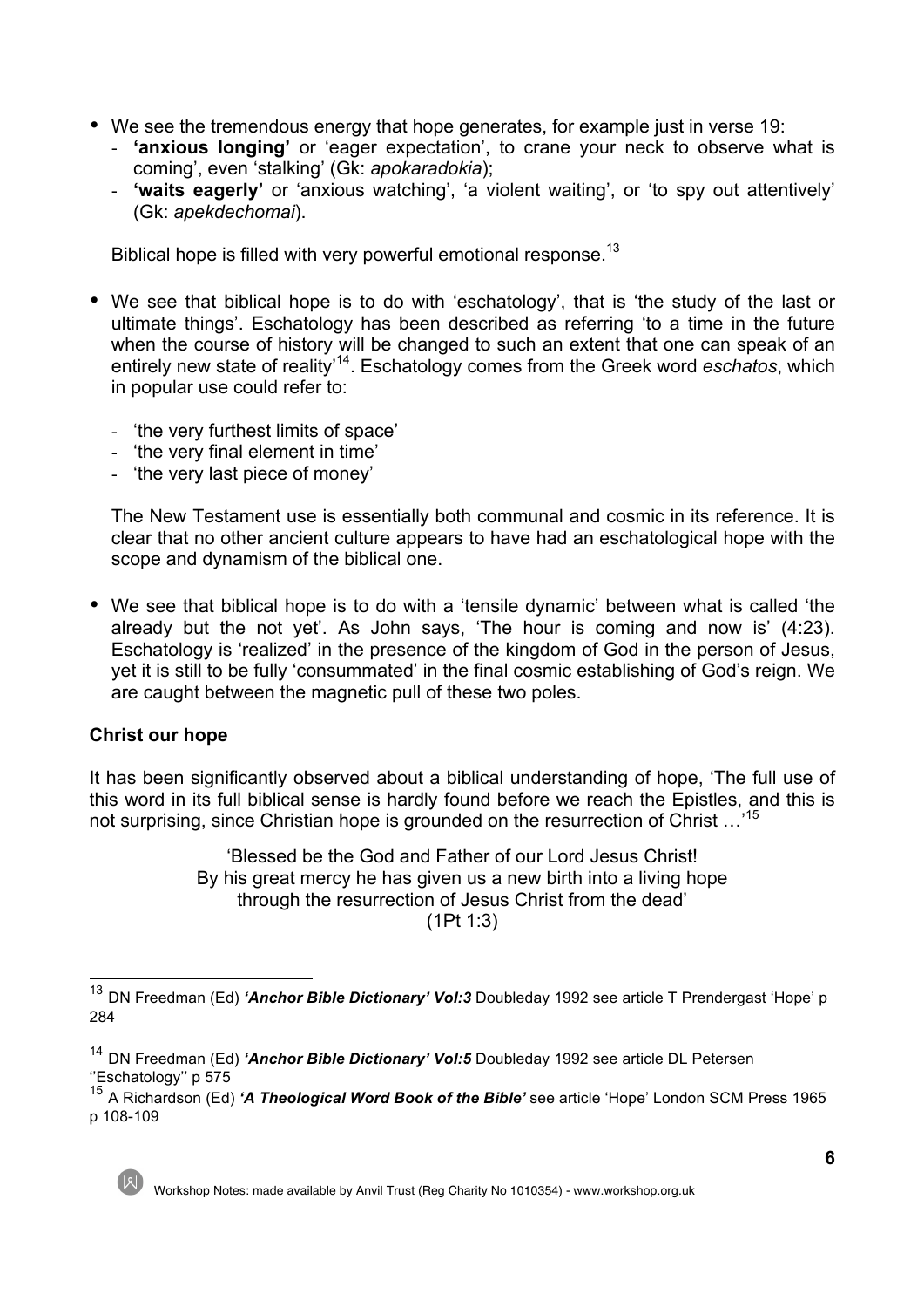- We see the tremendous energy that hope generates, for example just in verse 19:
  - **'anxious longing'** or 'eager expectation', to crane your neck to observe what is coming', even 'stalking' (Gk: *apokaradokia*);
  - **'waits eagerly'** or 'anxious watching', 'a violent waiting', or 'to spy out attentively' (Gk: *apekdechomai*).

  Biblical hope is filled with very powerful emotional response.[13]

- We see that biblical hope is to do with 'eschatology', that is 'the study of the last or ultimate things'. Eschatology has been described as referring 'to a time in the future when the course of history will be changed to such an extent that one can speak of an entirely new state of reality'[14]. Eschatology comes from the Greek word *eschatos*, which in popular use could refer to:

  - 'the very furthest limits of space'
  - 'the very final element in time'
  - 'the very last piece of money'

  The New Testament use is essentially both communal and cosmic in its reference. It is clear that no other ancient culture appears to have had an eschatological hope with the scope and dynamism of the biblical one.

- We see that biblical hope is to do with a 'tensile dynamic' between what is called 'the already but the not yet'. As John says, 'The hour is coming and now is' (4:23). Eschatology is 'realized' in the presence of the kingdom of God in the person of Jesus, yet it is still to be fully 'consummated' in the final cosmic establishing of God's reign. We are caught between the magnetic pull of these two poles.

**Christ our hope**

It has been significantly observed about a biblical understanding of hope, 'The full use of this word in its full biblical sense is hardly found before we reach the Epistles, and this is not surprising, since Christian hope is grounded on the resurrection of Christ …'[15]

> 'Blessed be the God and Father of our Lord Jesus Christ!
> By his great mercy he has given us a new birth into a living hope
> through the resurrection of Jesus Christ from the dead'
> (1Pt 1:3)

---

[13] DN Freedman (Ed) ***'Anchor Bible Dictionary' Vol:3*** Doubleday 1992 see article T Prendergast 'Hope' p 284

[14] DN Freedman (Ed) ***'Anchor Bible Dictionary' Vol:5*** Doubleday 1992 see article DL Petersen ''Eschatology'' p 575

[15] A Richardson (Ed) ***'A Theological Word Book of the Bible'*** see article 'Hope' London SCM Press 1965 p 108-109

Workshop Notes: made available by Anvil Trust (Reg Charity No 1010354) - www.workshop.org.uk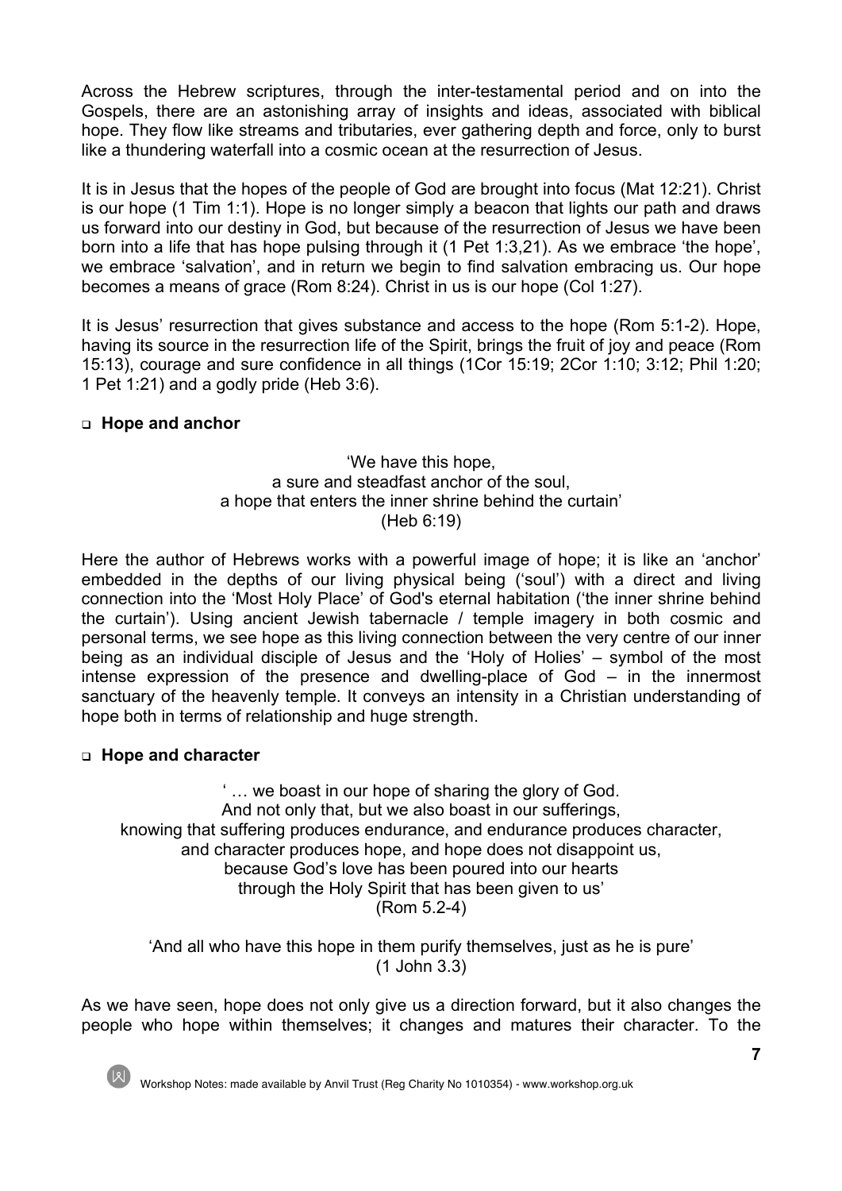Across the Hebrew scriptures, through the inter-testamental period and on into the Gospels, there are an astonishing array of insights and ideas, associated with biblical hope. They flow like streams and tributaries, ever gathering depth and force, only to burst like a thundering waterfall into a cosmic ocean at the resurrection of Jesus.

It is in Jesus that the hopes of the people of God are brought into focus (Mat 12:21). Christ is our hope (1 Tim 1:1). Hope is no longer simply a beacon that lights our path and draws us forward into our destiny in God, but because of the resurrection of Jesus we have been born into a life that has hope pulsing through it (1 Pet 1:3,21). As we embrace 'the hope', we embrace 'salvation', and in return we begin to find salvation embracing us. Our hope becomes a means of grace (Rom 8:24). Christ in us is our hope (Col 1:27).

It is Jesus' resurrection that gives substance and access to the hope (Rom 5:1-2). Hope, having its source in the resurrection life of the Spirit, brings the fruit of joy and peace (Rom 15:13), courage and sure confidence in all things (1Cor 15:19; 2Cor 1:10; 3:12; Phil 1:20; 1 Pet 1:21) and a godly pride (Heb 3:6).

- **Hope and anchor**

'We have this hope,
a sure and steadfast anchor of the soul,
a hope that enters the inner shrine behind the curtain'
(Heb 6:19)

Here the author of Hebrews works with a powerful image of hope; it is like an 'anchor' embedded in the depths of our living physical being ('soul') with a direct and living connection into the 'Most Holy Place' of God's eternal habitation ('the inner shrine behind the curtain'). Using ancient Jewish tabernacle / temple imagery in both cosmic and personal terms, we see hope as this living connection between the very centre of our inner being as an individual disciple of Jesus and the 'Holy of Holies' – symbol of the most intense expression of the presence and dwelling-place of God – in the innermost sanctuary of the heavenly temple. It conveys an intensity in a Christian understanding of hope both in terms of relationship and huge strength.

- **Hope and character**

' … we boast in our hope of sharing the glory of God.
And not only that, but we also boast in our sufferings,
knowing that suffering produces endurance, and endurance produces character,
and character produces hope, and hope does not disappoint us,
because God's love has been poured into our hearts
through the Holy Spirit that has been given to us'
(Rom 5.2-4)

'And all who have this hope in them purify themselves, just as he is pure'
(1 John 3.3)

As we have seen, hope does not only give us a direction forward, but it also changes the people who hope within themselves; it changes and matures their character. To the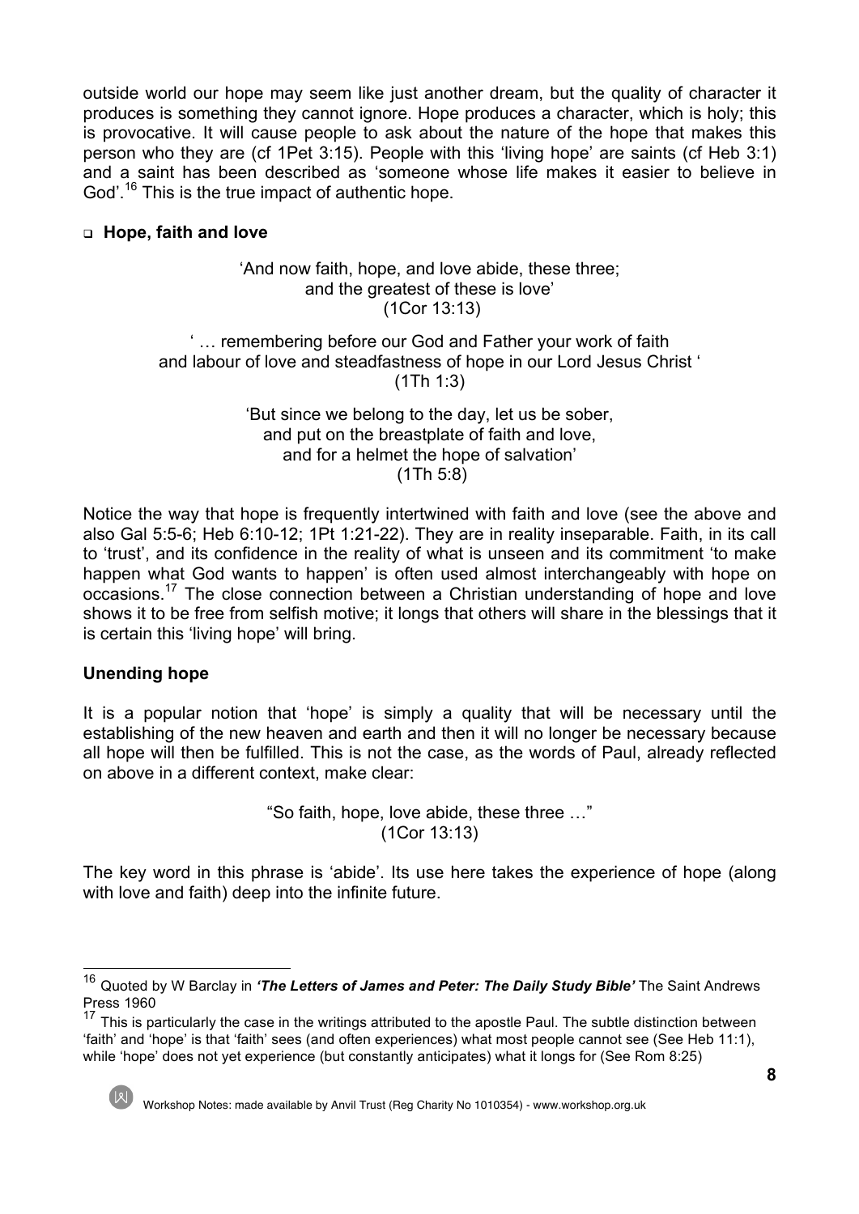outside world our hope may seem like just another dream, but the quality of character it produces is something they cannot ignore. Hope produces a character, which is holy; this is provocative. It will cause people to ask about the nature of the hope that makes this person who they are (cf 1Pet 3:15). People with this 'living hope' are saints (cf Heb 3:1) and a saint has been described as 'someone whose life makes it easier to believe in God'.[16] This is the true impact of authentic hope.

- **Hope, faith and love**

'And now faith, hope, and love abide, these three;
and the greatest of these is love'
(1Cor 13:13)

' … remembering before our God and Father your work of faith
and labour of love and steadfastness of hope in our Lord Jesus Christ '
(1Th 1:3)

'But since we belong to the day, let us be sober,
and put on the breastplate of faith and love,
and for a helmet the hope of salvation'
(1Th 5:8)

Notice the way that hope is frequently intertwined with faith and love (see the above and also Gal 5:5-6; Heb 6:10-12; 1Pt 1:21-22). They are in reality inseparable. Faith, in its call to 'trust', and its confidence in the reality of what is unseen and its commitment 'to make happen what God wants to happen' is often used almost interchangeably with hope on occasions.[17] The close connection between a Christian understanding of hope and love shows it to be free from selfish motive; it longs that others will share in the blessings that it is certain this 'living hope' will bring.

## Unending hope

It is a popular notion that 'hope' is simply a quality that will be necessary until the establishing of the new heaven and earth and then it will no longer be necessary because all hope will then be fulfilled. This is not the case, as the words of Paul, already reflected on above in a different context, make clear:

"So faith, hope, love abide, these three …"
(1Cor 13:13)

The key word in this phrase is 'abide'. Its use here takes the experience of hope (along with love and faith) deep into the infinite future.

---

[16] Quoted by W Barclay in ***'The Letters of James and Peter: The Daily Study Bible'*** The Saint Andrews Press 1960

[17] This is particularly the case in the writings attributed to the apostle Paul. The subtle distinction between 'faith' and 'hope' is that 'faith' sees (and often experiences) what most people cannot see (See Heb 11:1), while 'hope' does not yet experience (but constantly anticipates) what it longs for (See Rom 8:25)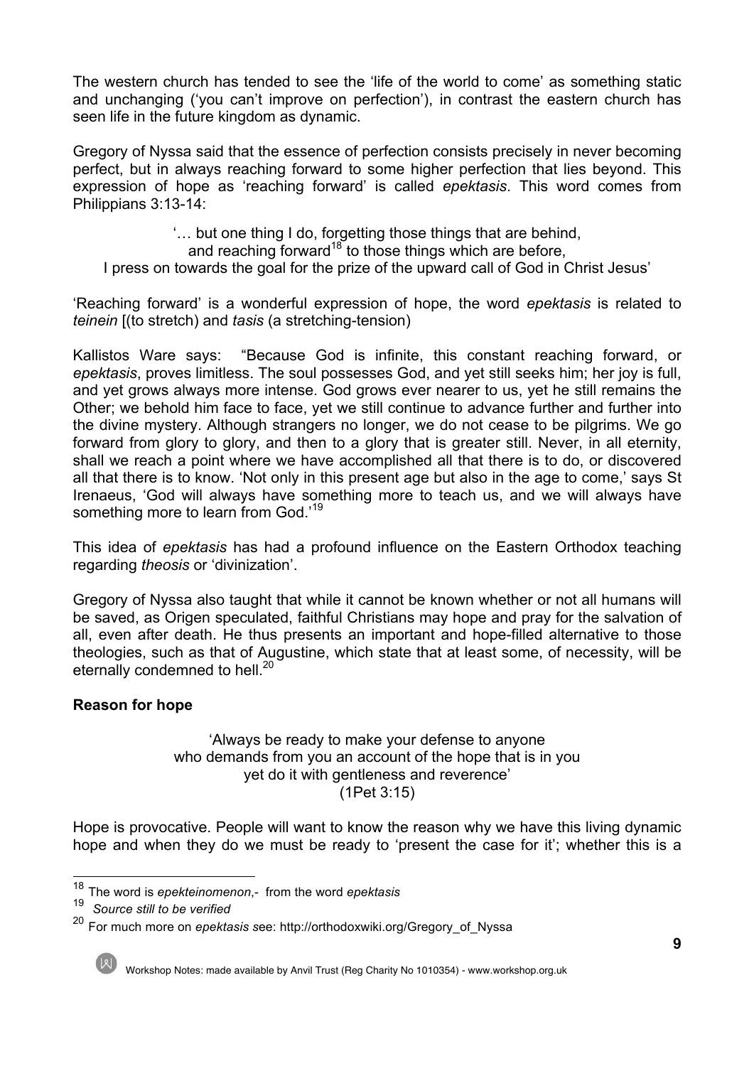The western church has tended to see the 'life of the world to come' as something static and unchanging ('you can't improve on perfection'), in contrast the eastern church has seen life in the future kingdom as dynamic.

Gregory of Nyssa said that the essence of perfection consists precisely in never becoming perfect, but in always reaching forward to some higher perfection that lies beyond. This expression of hope as 'reaching forward' is called *epektasis*. This word comes from Philippians 3:13-14:

> '… but one thing I do, forgetting those things that are behind,
> and reaching forward[18] to those things which are before,
> I press on towards the goal for the prize of the upward call of God in Christ Jesus'

'Reaching forward' is a wonderful expression of hope, the word *epektasis* is related to *teinein* [(to stretch) and *tasis* (a stretching-tension)

Kallistos Ware says: "Because God is infinite, this constant reaching forward, or *epektasis*, proves limitless. The soul possesses God, and yet still seeks him; her joy is full, and yet grows always more intense. God grows ever nearer to us, yet he still remains the Other; we behold him face to face, yet we still continue to advance further and further into the divine mystery. Although strangers no longer, we do not cease to be pilgrims. We go forward from glory to glory, and then to a glory that is greater still. Never, in all eternity, shall we reach a point where we have accomplished all that there is to do, or discovered all that there is to know. 'Not only in this present age but also in the age to come,' says St Irenaeus, 'God will always have something more to teach us, and we will always have something more to learn from God.'[19]

This idea of *epektasis* has had a profound influence on the Eastern Orthodox teaching regarding *theosis* or 'divinization'.

Gregory of Nyssa also taught that while it cannot be known whether or not all humans will be saved, as Origen speculated, faithful Christians may hope and pray for the salvation of all, even after death. He thus presents an important and hope-filled alternative to those theologies, such as that of Augustine, which state that at least some, of necessity, will be eternally condemned to hell.[20]

**Reason for hope**

> 'Always be ready to make your defense to anyone
> who demands from you an account of the hope that is in you
> yet do it with gentleness and reverence'
> (1Pet 3:15)

Hope is provocative. People will want to know the reason why we have this living dynamic hope and when they do we must be ready to 'present the case for it'; whether this is a

---

[18] The word is *epekteinomenon*,- from the word *epektasis*

[19] *Source still to be verified*

[20] For much more on *epektasis* see: http://orthodoxwiki.org/Gregory_of_Nyssa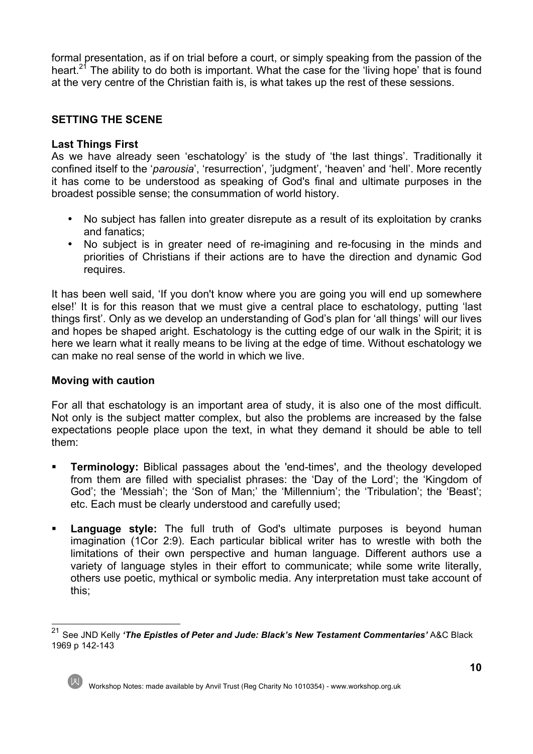formal presentation, as if on trial before a court, or simply speaking from the passion of the heart.[21] The ability to do both is important. What the case for the 'living hope' that is found at the very centre of the Christian faith is, is what takes up the rest of these sessions.

## SETTING THE SCENE

### Last Things First

As we have already seen 'eschatology' is the study of 'the last things'. Traditionally it confined itself to the '*parousia*', 'resurrection', 'judgment', 'heaven' and 'hell'. More recently it has come to be understood as speaking of God's final and ultimate purposes in the broadest possible sense; the consummation of world history.

- No subject has fallen into greater disrepute as a result of its exploitation by cranks and fanatics;
- No subject is in greater need of re-imagining and re-focusing in the minds and priorities of Christians if their actions are to have the direction and dynamic God requires.

It has been well said, 'If you don't know where you are going you will end up somewhere else!' It is for this reason that we must give a central place to eschatology, putting 'last things first'. Only as we develop an understanding of God's plan for 'all things' will our lives and hopes be shaped aright. Eschatology is the cutting edge of our walk in the Spirit; it is here we learn what it really means to be living at the edge of time. Without eschatology we can make no real sense of the world in which we live.

### Moving with caution

For all that eschatology is an important area of study, it is also one of the most difficult. Not only is the subject matter complex, but also the problems are increased by the false expectations people place upon the text, in what they demand it should be able to tell them:

- **Terminology:** Biblical passages about the 'end-times', and the theology developed from them are filled with specialist phrases: the 'Day of the Lord'; the 'Kingdom of God'; the 'Messiah'; the 'Son of Man;' the 'Millennium'; the 'Tribulation'; the 'Beast'; etc. Each must be clearly understood and carefully used;

- **Language style:** The full truth of God's ultimate purposes is beyond human imagination (1Cor 2:9). Each particular biblical writer has to wrestle with both the limitations of their own perspective and human language. Different authors use a variety of language styles in their effort to communicate; while some write literally, others use poetic, mythical or symbolic media. Any interpretation must take account of this;

---

[21] See JND Kelly ***'The Epistles of Peter and Jude: Black's New Testament Commentaries'*** A&C Black 1969 p 142-143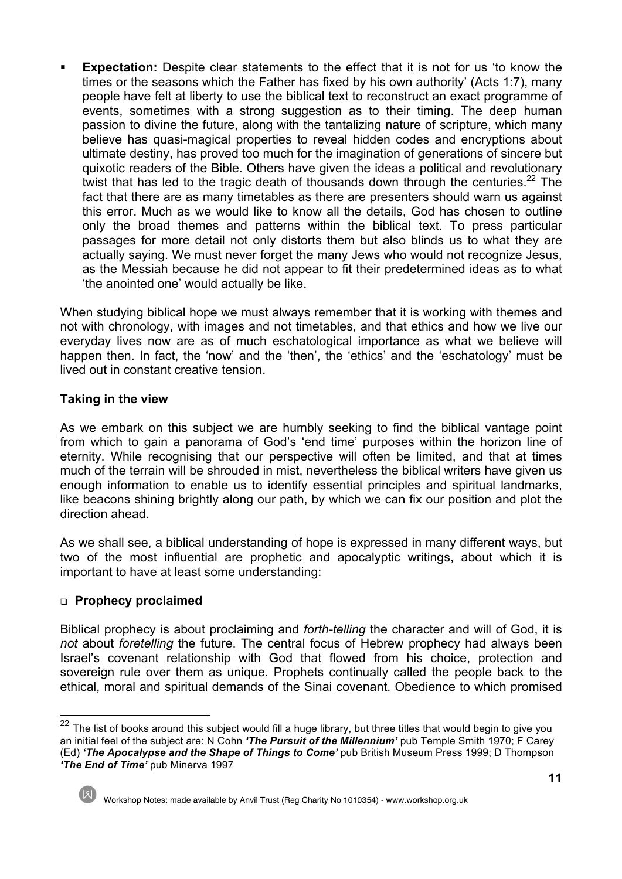- **Expectation:** Despite clear statements to the effect that it is not for us 'to know the times or the seasons which the Father has fixed by his own authority' (Acts 1:7), many people have felt at liberty to use the biblical text to reconstruct an exact programme of events, sometimes with a strong suggestion as to their timing. The deep human passion to divine the future, along with the tantalizing nature of scripture, which many believe has quasi-magical properties to reveal hidden codes and encryptions about ultimate destiny, has proved too much for the imagination of generations of sincere but quixotic readers of the Bible. Others have given the ideas a political and revolutionary twist that has led to the tragic death of thousands down through the centuries.[22] The fact that there are as many timetables as there are presenters should warn us against this error. Much as we would like to know all the details, God has chosen to outline only the broad themes and patterns within the biblical text. To press particular passages for more detail not only distorts them but also blinds us to what they are actually saying. We must never forget the many Jews who would not recognize Jesus, as the Messiah because he did not appear to fit their predetermined ideas as to what 'the anointed one' would actually be like.

When studying biblical hope we must always remember that it is working with themes and not with chronology, with images and not timetables, and that ethics and how we live our everyday lives now are as of much eschatological importance as what we believe will happen then. In fact, the 'now' and the 'then', the 'ethics' and the 'eschatology' must be lived out in constant creative tension.

### Taking in the view

As we embark on this subject we are humbly seeking to find the biblical vantage point from which to gain a panorama of God's 'end time' purposes within the horizon line of eternity. While recognising that our perspective will often be limited, and that at times much of the terrain will be shrouded in mist, nevertheless the biblical writers have given us enough information to enable us to identify essential principles and spiritual landmarks, like beacons shining brightly along our path, by which we can fix our position and plot the direction ahead.

As we shall see, a biblical understanding of hope is expressed in many different ways, but two of the most influential are prophetic and apocalyptic writings, about which it is important to have at least some understanding:

#### Prophecy proclaimed

Biblical prophecy is about proclaiming and *forth-telling* the character and will of God, it is *not* about *foretelling* the future. The central focus of Hebrew prophecy had always been Israel's covenant relationship with God that flowed from his choice, protection and sovereign rule over them as unique. Prophets continually called the people back to the ethical, moral and spiritual demands of the Sinai covenant. Obedience to which promised

---

[22] The list of books around this subject would fill a huge library, but three titles that would begin to give you an initial feel of the subject are: N Cohn ***'The Pursuit of the Millennium'*** pub Temple Smith 1970; F Carey (Ed) ***'The Apocalypse and the Shape of Things to Come'*** pub British Museum Press 1999; D Thompson ***'The End of Time'*** pub Minerva 1997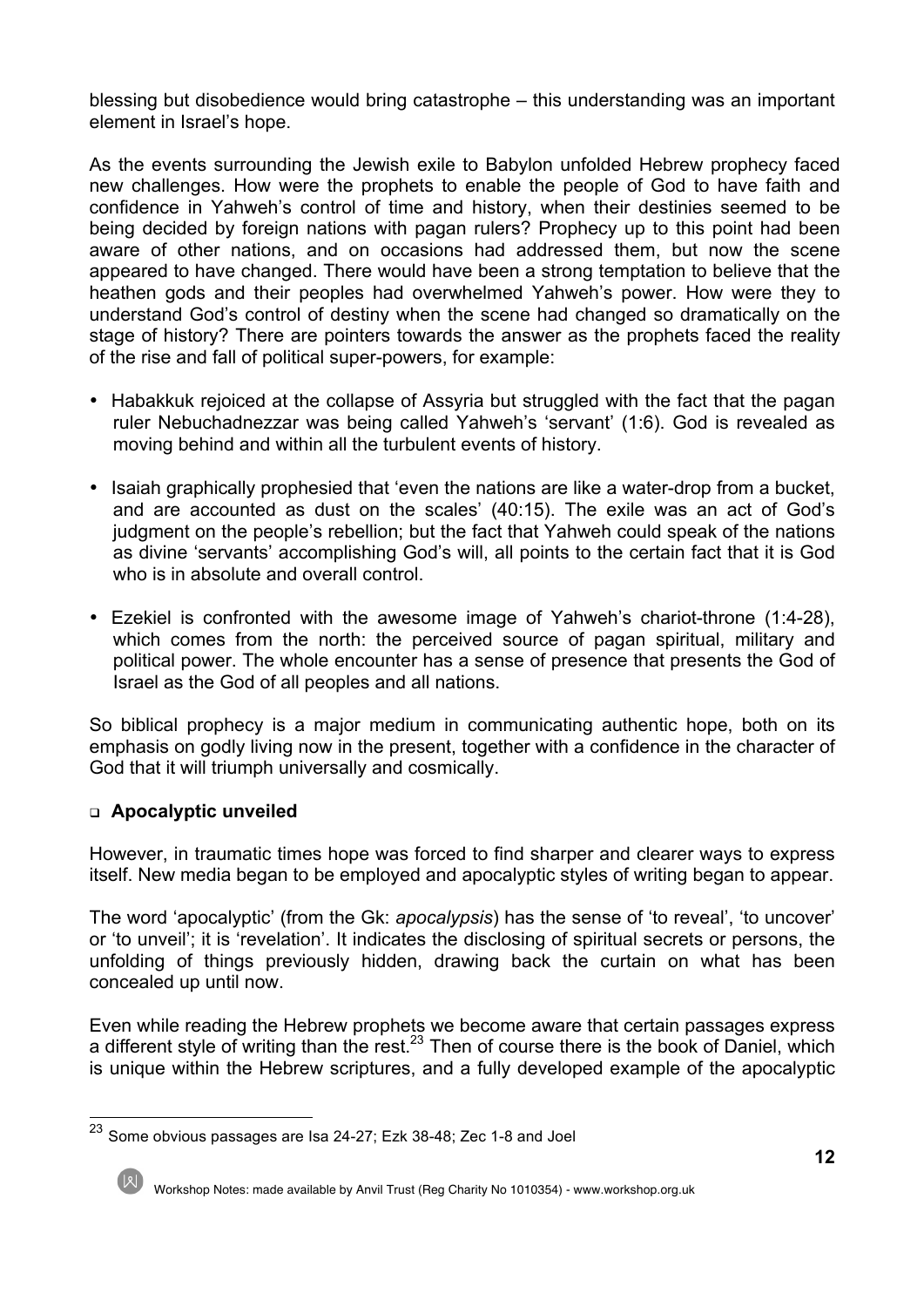blessing but disobedience would bring catastrophe – this understanding was an important element in Israel's hope.

As the events surrounding the Jewish exile to Babylon unfolded Hebrew prophecy faced new challenges. How were the prophets to enable the people of God to have faith and confidence in Yahweh's control of time and history, when their destinies seemed to be being decided by foreign nations with pagan rulers? Prophecy up to this point had been aware of other nations, and on occasions had addressed them, but now the scene appeared to have changed. There would have been a strong temptation to believe that the heathen gods and their peoples had overwhelmed Yahweh's power. How were they to understand God's control of destiny when the scene had changed so dramatically on the stage of history? There are pointers towards the answer as the prophets faced the reality of the rise and fall of political super-powers, for example:

- Habakkuk rejoiced at the collapse of Assyria but struggled with the fact that the pagan ruler Nebuchadnezzar was being called Yahweh's 'servant' (1:6). God is revealed as moving behind and within all the turbulent events of history.
- Isaiah graphically prophesied that 'even the nations are like a water-drop from a bucket, and are accounted as dust on the scales' (40:15). The exile was an act of God's judgment on the people's rebellion; but the fact that Yahweh could speak of the nations as divine 'servants' accomplishing God's will, all points to the certain fact that it is God who is in absolute and overall control.
- Ezekiel is confronted with the awesome image of Yahweh's chariot-throne (1:4-28), which comes from the north: the perceived source of pagan spiritual, military and political power. The whole encounter has a sense of presence that presents the God of Israel as the God of all peoples and all nations.

So biblical prophecy is a major medium in communicating authentic hope, both on its emphasis on godly living now in the present, together with a confidence in the character of God that it will triumph universally and cosmically.

### Apocalyptic unveiled

However, in traumatic times hope was forced to find sharper and clearer ways to express itself. New media began to be employed and apocalyptic styles of writing began to appear.

The word 'apocalyptic' (from the Gk: *apocalypsis*) has the sense of 'to reveal', 'to uncover' or 'to unveil'; it is 'revelation'. It indicates the disclosing of spiritual secrets or persons, the unfolding of things previously hidden, drawing back the curtain on what has been concealed up until now.

Even while reading the Hebrew prophets we become aware that certain passages express a different style of writing than the rest.[23] Then of course there is the book of Daniel, which is unique within the Hebrew scriptures, and a fully developed example of the apocalyptic

[23] Some obvious passages are Isa 24-27; Ezk 38-48; Zec 1-8 and Joel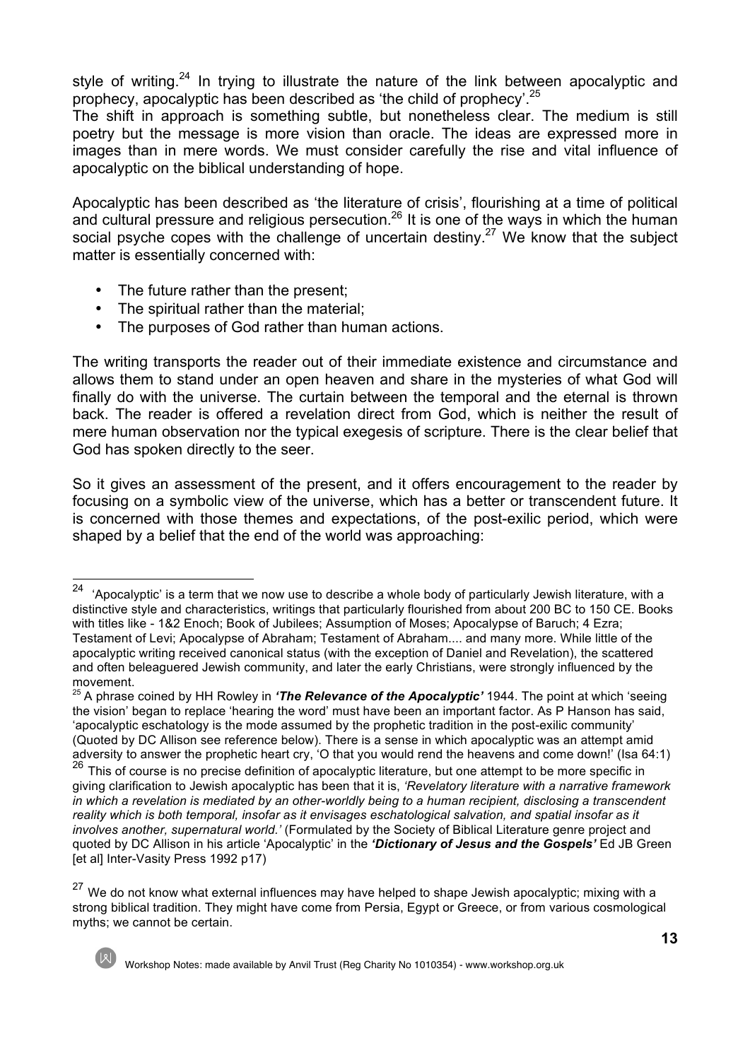style of writing.[24] In trying to illustrate the nature of the link between apocalyptic and prophecy, apocalyptic has been described as 'the child of prophecy'.[25]
The shift in approach is something subtle, but nonetheless clear. The medium is still poetry but the message is more vision than oracle. The ideas are expressed more in images than in mere words. We must consider carefully the rise and vital influence of apocalyptic on the biblical understanding of hope.

Apocalyptic has been described as 'the literature of crisis', flourishing at a time of political and cultural pressure and religious persecution.[26] It is one of the ways in which the human social psyche copes with the challenge of uncertain destiny.[27] We know that the subject matter is essentially concerned with:

- The future rather than the present;
- The spiritual rather than the material;
- The purposes of God rather than human actions.

The writing transports the reader out of their immediate existence and circumstance and allows them to stand under an open heaven and share in the mysteries of what God will finally do with the universe. The curtain between the temporal and the eternal is thrown back. The reader is offered a revelation direct from God, which is neither the result of mere human observation nor the typical exegesis of scripture. There is the clear belief that God has spoken directly to the seer.

So it gives an assessment of the present, and it offers encouragement to the reader by focusing on a symbolic view of the universe, which has a better or transcendent future. It is concerned with those themes and expectations, of the post-exilic period, which were shaped by a belief that the end of the world was approaching:

---

[24] 'Apocalyptic' is a term that we now use to describe a whole body of particularly Jewish literature, with a distinctive style and characteristics, writings that particularly flourished from about 200 BC to 150 CE. Books with titles like - 1&2 Enoch; Book of Jubilees; Assumption of Moses; Apocalypse of Baruch; 4 Ezra; Testament of Levi; Apocalypse of Abraham; Testament of Abraham.... and many more. While little of the apocalyptic writing received canonical status (with the exception of Daniel and Revelation), the scattered and often beleaguered Jewish community, and later the early Christians, were strongly influenced by the movement.

[25] A phrase coined by HH Rowley in ***'The Relevance of the Apocalyptic'*** 1944. The point at which 'seeing the vision' began to replace 'hearing the word' must have been an important factor. As P Hanson has said, 'apocalyptic eschatology is the mode assumed by the prophetic tradition in the post-exilic community' (Quoted by DC Allison see reference below). There is a sense in which apocalyptic was an attempt amid adversity to answer the prophetic heart cry, 'O that you would rend the heavens and come down!' (Isa 64:1)

[26] This of course is no precise definition of apocalyptic literature, but one attempt to be more specific in giving clarification to Jewish apocalyptic has been that it is, *'Revelatory literature with a narrative framework in which a revelation is mediated by an other-worldly being to a human recipient, disclosing a transcendent reality which is both temporal, insofar as it envisages eschatological salvation, and spatial insofar as it involves another, supernatural world.'* (Formulated by the Society of Biblical Literature genre project and quoted by DC Allison in his article 'Apocalyptic' in the ***'Dictionary of Jesus and the Gospels'*** Ed JB Green [et al] Inter-Vasity Press 1992 p17)

[27] We do not know what external influences may have helped to shape Jewish apocalyptic; mixing with a strong biblical tradition. They might have come from Persia, Egypt or Greece, or from various cosmological myths; we cannot be certain.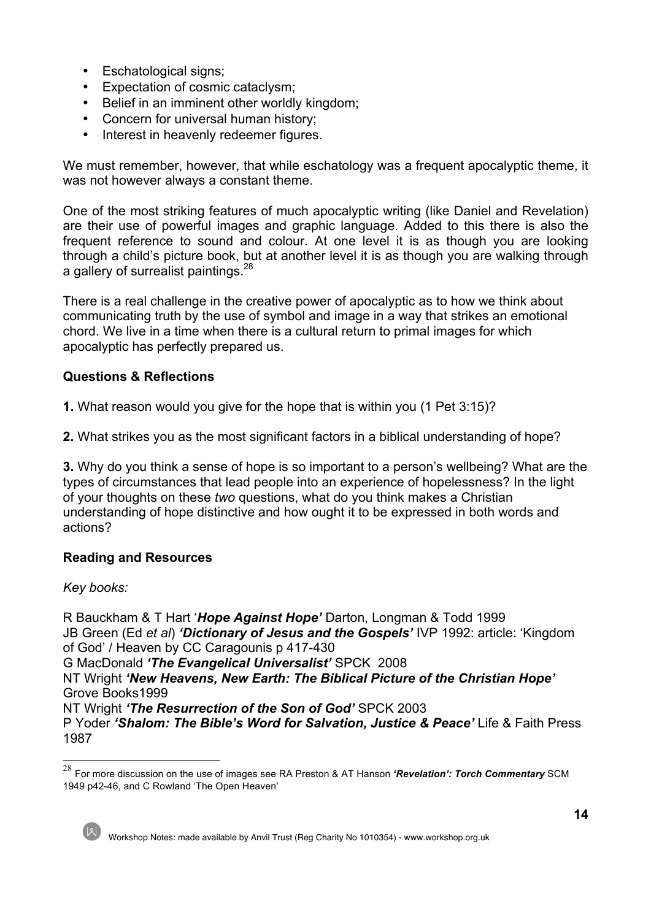- Eschatological signs;
- Expectation of cosmic cataclysm;
- Belief in an imminent other worldly kingdom;
- Concern for universal human history;
- Interest in heavenly redeemer figures.

We must remember, however, that while eschatology was a frequent apocalyptic theme, it was not however always a constant theme.

One of the most striking features of much apocalyptic writing (like Daniel and Revelation) are their use of powerful images and graphic language. Added to this there is also the frequent reference to sound and colour. At one level it is as though you are looking through a child's picture book, but at another level it is as though you are walking through a gallery of surrealist paintings.[28]

There is a real challenge in the creative power of apocalyptic as to how we think about communicating truth by the use of symbol and image in a way that strikes an emotional chord. We live in a time when there is a cultural return to primal images for which apocalyptic has perfectly prepared us.

**Questions & Reflections**

**1.** What reason would you give for the hope that is within you (1 Pet 3:15)?

**2.** What strikes you as the most significant factors in a biblical understanding of hope?

**3.** Why do you think a sense of hope is so important to a person's wellbeing? What are the types of circumstances that lead people into an experience of hopelessness? In the light of your thoughts on these *two* questions, what do you think makes a Christian understanding of hope distinctive and how ought it to be expressed in both words and actions?

**Reading and Resources**

*Key books:*

R Bauckham & T Hart '***Hope Against Hope'*** Darton, Longman & Todd 1999
JB Green (Ed *et al*) ***'Dictionary of Jesus and the Gospels'*** IVP 1992: article: 'Kingdom of God' / Heaven by CC Caragounis p 417-430
G MacDonald ***'The Evangelical Universalist'*** SPCK 2008
NT Wright ***'New Heavens, New Earth: The Biblical Picture of the Christian Hope'*** Grove Books1999
NT Wright ***'The Resurrection of the Son of God'*** SPCK 2003
P Yoder ***'Shalom: The Bible's Word for Salvation, Justice & Peace'*** Life & Faith Press 1987

---

[28] For more discussion on the use of images see RA Preston & AT Hanson ***'Revelation': Torch Commentary*** SCM 1949 p42-46, and C Rowland 'The Open Heaven'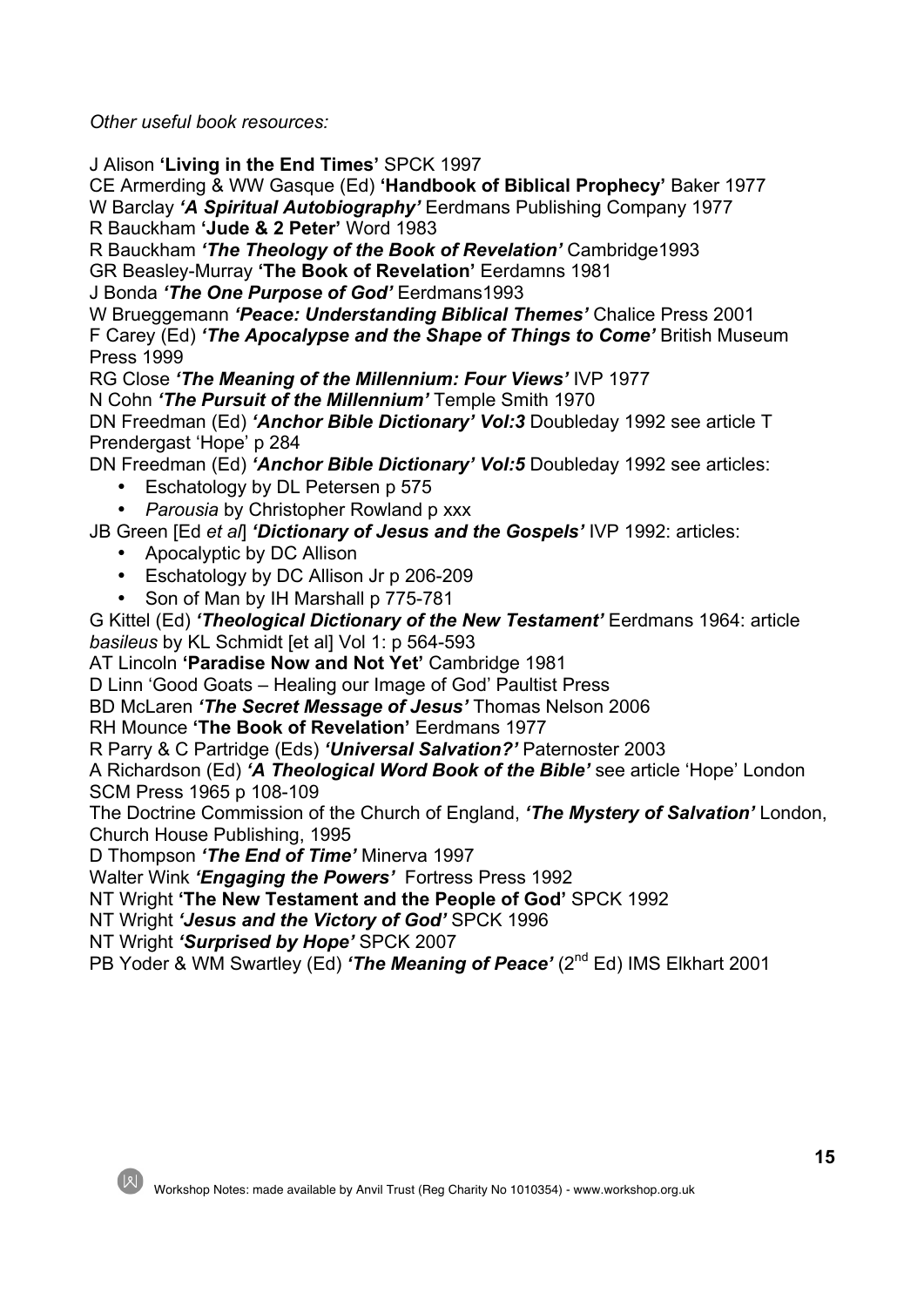*Other useful book resources:*

J Alison **'Living in the End Times'** SPCK 1997
CE Armerding & WW Gasque (Ed) **'Handbook of Biblical Prophecy'** Baker 1977
W Barclay ***'A Spiritual Autobiography'*** Eerdmans Publishing Company 1977
R Bauckham **'Jude & 2 Peter'** Word 1983
R Bauckham ***'The Theology of the Book of Revelation'*** Cambridge1993
GR Beasley-Murray **'The Book of Revelation'** Eerdamns 1981
J Bonda ***'The One Purpose of God'*** Eerdmans1993
W Brueggemann ***'Peace: Understanding Biblical Themes'*** Chalice Press 2001
F Carey (Ed) ***'The Apocalypse and the Shape of Things to Come'*** British Museum Press 1999
RG Close ***'The Meaning of the Millennium: Four Views'*** IVP 1977
N Cohn ***'The Pursuit of the Millennium'*** Temple Smith 1970
DN Freedman (Ed) ***'Anchor Bible Dictionary' Vol:3*** Doubleday 1992 see article T Prendergast 'Hope' p 284
DN Freedman (Ed) ***'Anchor Bible Dictionary' Vol:5*** Doubleday 1992 see articles:

- Eschatology by DL Petersen p 575
- *Parousia* by Christopher Rowland p xxx

JB Green [Ed *et al*] ***'Dictionary of Jesus and the Gospels'*** IVP 1992: articles:

- Apocalyptic by DC Allison
- Eschatology by DC Allison Jr p 206-209
- Son of Man by IH Marshall p 775-781

G Kittel (Ed) ***'Theological Dictionary of the New Testament'*** Eerdmans 1964: article *basileus* by KL Schmidt [et al] Vol 1: p 564-593
AT Lincoln **'Paradise Now and Not Yet'** Cambridge 1981
D Linn 'Good Goats – Healing our Image of God' Paultist Press
BD McLaren ***'The Secret Message of Jesus'*** Thomas Nelson 2006
RH Mounce **'The Book of Revelation'** Eerdmans 1977
R Parry & C Partridge (Eds) ***'Universal Salvation?'*** Paternoster 2003
A Richardson (Ed) ***'A Theological Word Book of the Bible'*** see article 'Hope' London SCM Press 1965 p 108-109
The Doctrine Commission of the Church of England, ***'The Mystery of Salvation'*** London, Church House Publishing, 1995
D Thompson ***'The End of Time'*** Minerva 1997
Walter Wink ***'Engaging the Powers'*** Fortress Press 1992
NT Wright **'The New Testament and the People of God'** SPCK 1992
NT Wright ***'Jesus and the Victory of God'*** SPCK 1996
NT Wright ***'Surprised by Hope'*** SPCK 2007
PB Yoder & WM Swartley (Ed) ***'The Meaning of Peace'*** (2nd Ed) IMS Elkhart 2001